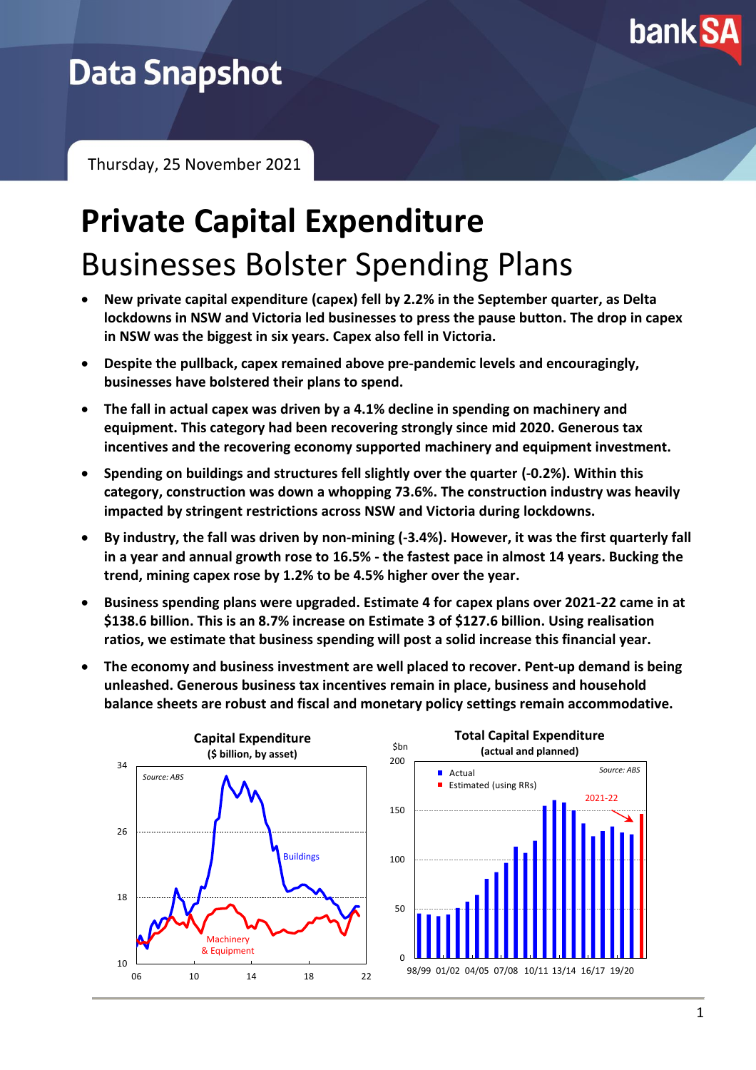# Data Snapshot

Thursday, 25 November 2021

# Private Capital Expenditure

## Businesses Bolster Spending Plans

- **New private capital expenditure (capex) fell by 2.2% in the September quarter, as Delta lockdowns in NSW and Victoria led businesses to press the pause button. The drop in capex in NSW was the biggest in six years. Capex also fell in Victoria.**
- **Despite the pullback, capex remained above pre-pandemic levels and encouragingly, businesses have bolstered their plans to spend.**
- **The fall in actual capex was driven by a 4.1% decline in spending on machinery and equipment. This category had been recovering strongly since mid 2020. Generous tax incentives and the recovering economy supported machinery and equipment investment.**
- **Spending on buildings and structures fell slightly over the quarter (-0.2%). Within this category, construction was down a whopping 73.6%. The construction industry was heavily impacted by stringent restrictions across NSW and Victoria during lockdowns.**
- **By industry, the fall was driven by non-mining (-3.4%). However, it was the first quarterly fall in a year and annual growth rose to 16.5% - the fastest pace in almost 14 years. Bucking the trend, mining capex rose by 1.2% to be 4.5% higher over the year.**
- **Business spending plans were upgraded. Estimate 4 for capex plans over 2021-22 came in at $138.6 billion. This is an 8.7% increase on Estimate 3 of $127.6 billion. Using realisation ratios, we estimate that business spending will post a solid increase this financial year.**
- **The economy and business investment are well placed to recover. Pent-up demand is being unleashed. Generous business tax incentives remain in place, business and household balance sheets are robust and fiscal and monetary policy settings remain accommodative.**

**Capital Expenditure**
**($ billion, by asset)**

Source: ABS
34
26
18
10
06 10 14 18 22
Buildings
Machinery & Equipment

**Total Capital Expenditure**
**(actual and planned)**

$bn
200
150
100
50
0
Actual
Estimated (using RRs)
Source: ABS
2021-22
98/99 01/02 04/05 07/08 10/11 13/14 16/17 19/20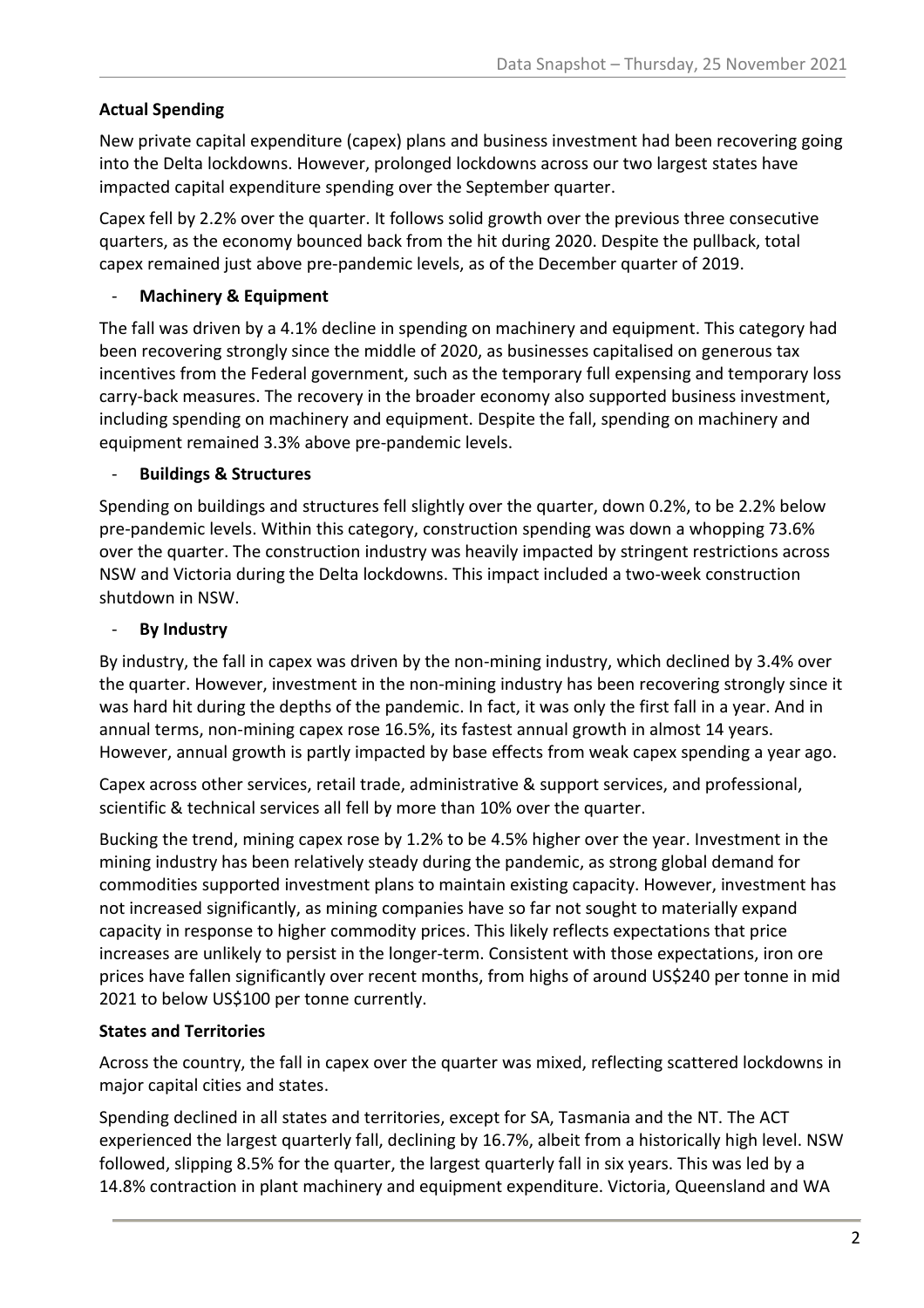**Actual Spending**

New private capital expenditure (capex) plans and business investment had been recovering going into the Delta lockdowns. However, prolonged lockdowns across our two largest states have impacted capital expenditure spending over the September quarter.

Capex fell by 2.2% over the quarter. It follows solid growth over the previous three consecutive quarters, as the economy bounced back from the hit during 2020. Despite the pullback, total capex remained just above pre-pandemic levels, as of the December quarter of 2019.

- **Machinery & Equipment**

The fall was driven by a 4.1% decline in spending on machinery and equipment. This category had been recovering strongly since the middle of 2020, as businesses capitalised on generous tax incentives from the Federal government, such as the temporary full expensing and temporary loss carry-back measures. The recovery in the broader economy also supported business investment, including spending on machinery and equipment. Despite the fall, spending on machinery and equipment remained 3.3% above pre-pandemic levels.

- **Buildings & Structures**

Spending on buildings and structures fell slightly over the quarter, down 0.2%, to be 2.2% below pre-pandemic levels. Within this category, construction spending was down a whopping 73.6% over the quarter. The construction industry was heavily impacted by stringent restrictions across NSW and Victoria during the Delta lockdowns. This impact included a two-week construction shutdown in NSW.

- **By Industry**

By industry, the fall in capex was driven by the non-mining industry, which declined by 3.4% over the quarter. However, investment in the non-mining industry has been recovering strongly since it was hard hit during the depths of the pandemic. In fact, it was only the first fall in a year. And in annual terms, non-mining capex rose 16.5%, its fastest annual growth in almost 14 years. However, annual growth is partly impacted by base effects from weak capex spending a year ago.

Capex across other services, retail trade, administrative & support services, and professional, scientific & technical services all fell by more than 10% over the quarter.

Bucking the trend, mining capex rose by 1.2% to be 4.5% higher over the year. Investment in the mining industry has been relatively steady during the pandemic, as strong global demand for commodities supported investment plans to maintain existing capacity. However, investment has not increased significantly, as mining companies have so far not sought to materially expand capacity in response to higher commodity prices. This likely reflects expectations that price increases are unlikely to persist in the longer-term. Consistent with those expectations, iron ore prices have fallen significantly over recent months, from highs of around US$240 per tonne in mid 2021 to below US$100 per tonne currently.

**States and Territories**

Across the country, the fall in capex over the quarter was mixed, reflecting scattered lockdowns in major capital cities and states.

Spending declined in all states and territories, except for SA, Tasmania and the NT. The ACT experienced the largest quarterly fall, declining by 16.7%, albeit from a historically high level. NSW followed, slipping 8.5% for the quarter, the largest quarterly fall in six years. This was led by a 14.8% contraction in plant machinery and equipment expenditure. Victoria, Queensland and WA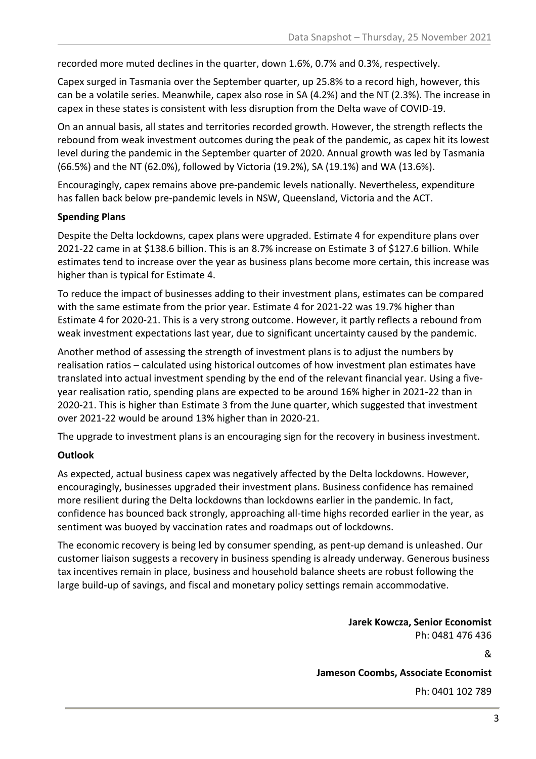recorded more muted declines in the quarter, down 1.6%, 0.7% and 0.3%, respectively.

Capex surged in Tasmania over the September quarter, up 25.8% to a record high, however, this can be a volatile series. Meanwhile, capex also rose in SA (4.2%) and the NT (2.3%). The increase in capex in these states is consistent with less disruption from the Delta wave of COVID-19.

On an annual basis, all states and territories recorded growth. However, the strength reflects the rebound from weak investment outcomes during the peak of the pandemic, as capex hit its lowest level during the pandemic in the September quarter of 2020. Annual growth was led by Tasmania (66.5%) and the NT (62.0%), followed by Victoria (19.2%), SA (19.1%) and WA (13.6%).

Encouragingly, capex remains above pre-pandemic levels nationally. Nevertheless, expenditure has fallen back below pre-pandemic levels in NSW, Queensland, Victoria and the ACT.

**Spending Plans**

Despite the Delta lockdowns, capex plans were upgraded. Estimate 4 for expenditure plans over 2021-22 came in at $138.6 billion. This is an 8.7% increase on Estimate 3 of $127.6 billion. While estimates tend to increase over the year as business plans become more certain, this increase was higher than is typical for Estimate 4.

To reduce the impact of businesses adding to their investment plans, estimates can be compared with the same estimate from the prior year. Estimate 4 for 2021-22 was 19.7% higher than Estimate 4 for 2020-21. This is a very strong outcome. However, it partly reflects a rebound from weak investment expectations last year, due to significant uncertainty caused by the pandemic.

Another method of assessing the strength of investment plans is to adjust the numbers by realisation ratios – calculated using historical outcomes of how investment plan estimates have translated into actual investment spending by the end of the relevant financial year. Using a five-year realisation ratio, spending plans are expected to be around 16% higher in 2021-22 than in 2020-21. This is higher than Estimate 3 from the June quarter, which suggested that investment over 2021-22 would be around 13% higher than in 2020-21.

The upgrade to investment plans is an encouraging sign for the recovery in business investment.

**Outlook**

As expected, actual business capex was negatively affected by the Delta lockdowns. However, encouragingly, businesses upgraded their investment plans. Business confidence has remained more resilient during the Delta lockdowns than lockdowns earlier in the pandemic. In fact, confidence has bounced back strongly, approaching all-time highs recorded earlier in the year, as sentiment was buoyed by vaccination rates and roadmaps out of lockdowns.

The economic recovery is being led by consumer spending, as pent-up demand is unleashed. Our customer liaison suggests a recovery in business spending is already underway. Generous business tax incentives remain in place, business and household balance sheets are robust following the large build-up of savings, and fiscal and monetary policy settings remain accommodative.

**Jarek Kowcza, Senior Economist**
Ph: 0481 476 436

&

**Jameson Coombs, Associate Economist**
Ph: 0401 102 789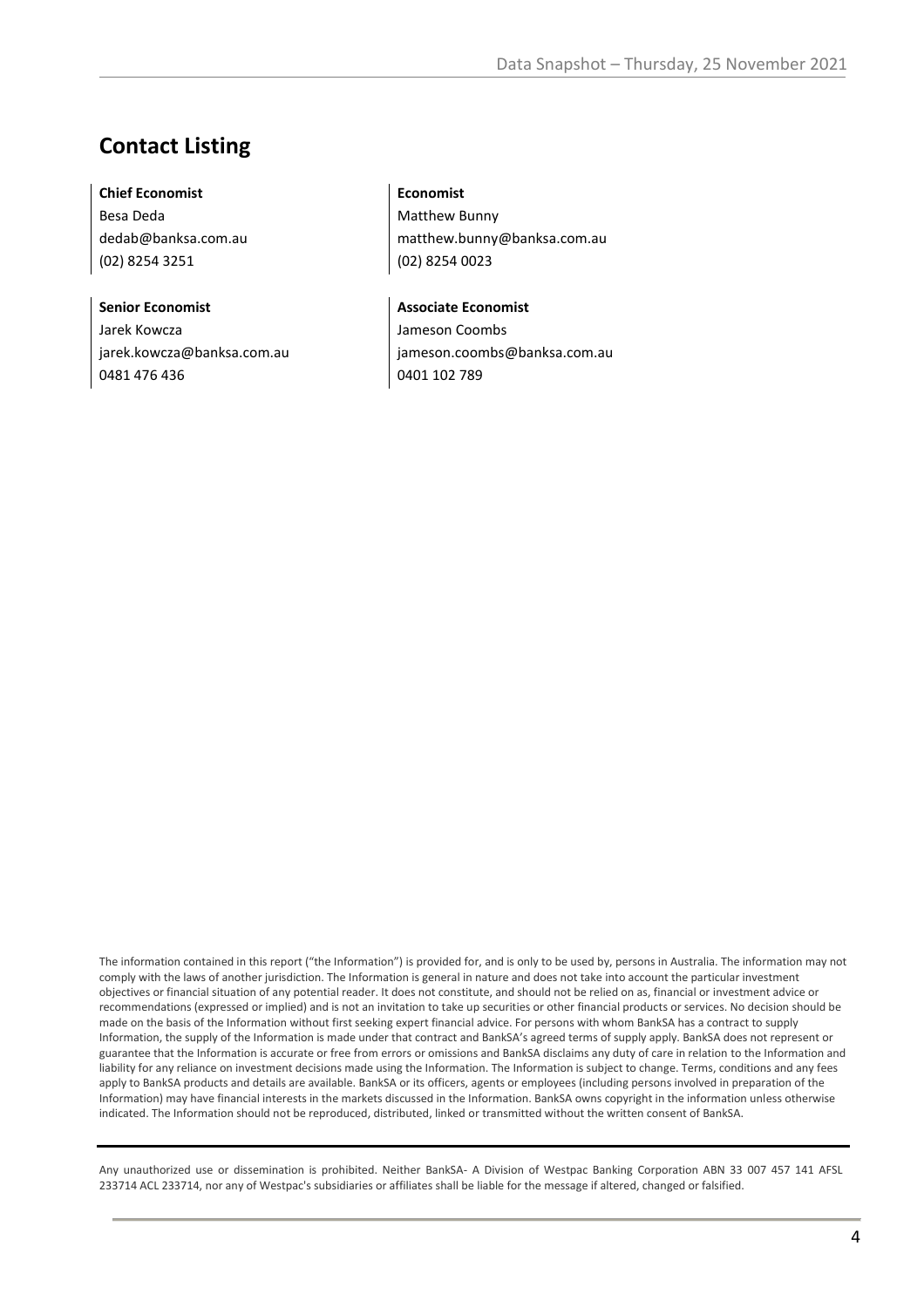## Contact Listing

**Chief Economist**
Besa Deda
dedab@banksa.com.au
(02) 8254 3251

**Economist**
Matthew Bunny
matthew.bunny@banksa.com.au
(02) 8254 0023

**Senior Economist**
Jarek Kowcza
jarek.kowcza@banksa.com.au
0481 476 436

**Associate Economist**
Jameson Coombs
jameson.coombs@banksa.com.au
0401 102 789

The information contained in this report ("the Information") is provided for, and is only to be used by, persons in Australia. The information may not comply with the laws of another jurisdiction. The Information is general in nature and does not take into account the particular investment objectives or financial situation of any potential reader. It does not constitute, and should not be relied on as, financial or investment advice or recommendations (expressed or implied) and is not an invitation to take up securities or other financial products or services. No decision should be made on the basis of the Information without first seeking expert financial advice. For persons with whom BankSA has a contract to supply Information, the supply of the Information is made under that contract and BankSA's agreed terms of supply apply. BankSA does not represent or guarantee that the Information is accurate or free from errors or omissions and BankSA disclaims any duty of care in relation to the Information and liability for any reliance on investment decisions made using the Information. The Information is subject to change. Terms, conditions and any fees apply to BankSA products and details are available. BankSA or its officers, agents or employees (including persons involved in preparation of the Information) may have financial interests in the markets discussed in the Information. BankSA owns copyright in the information unless otherwise indicated. The Information should not be reproduced, distributed, linked or transmitted without the written consent of BankSA.

Any unauthorized use or dissemination is prohibited. Neither BankSA- A Division of Westpac Banking Corporation ABN 33 007 457 141 AFSL 233714 ACL 233714, nor any of Westpac's subsidiaries or affiliates shall be liable for the message if altered, changed or falsified.